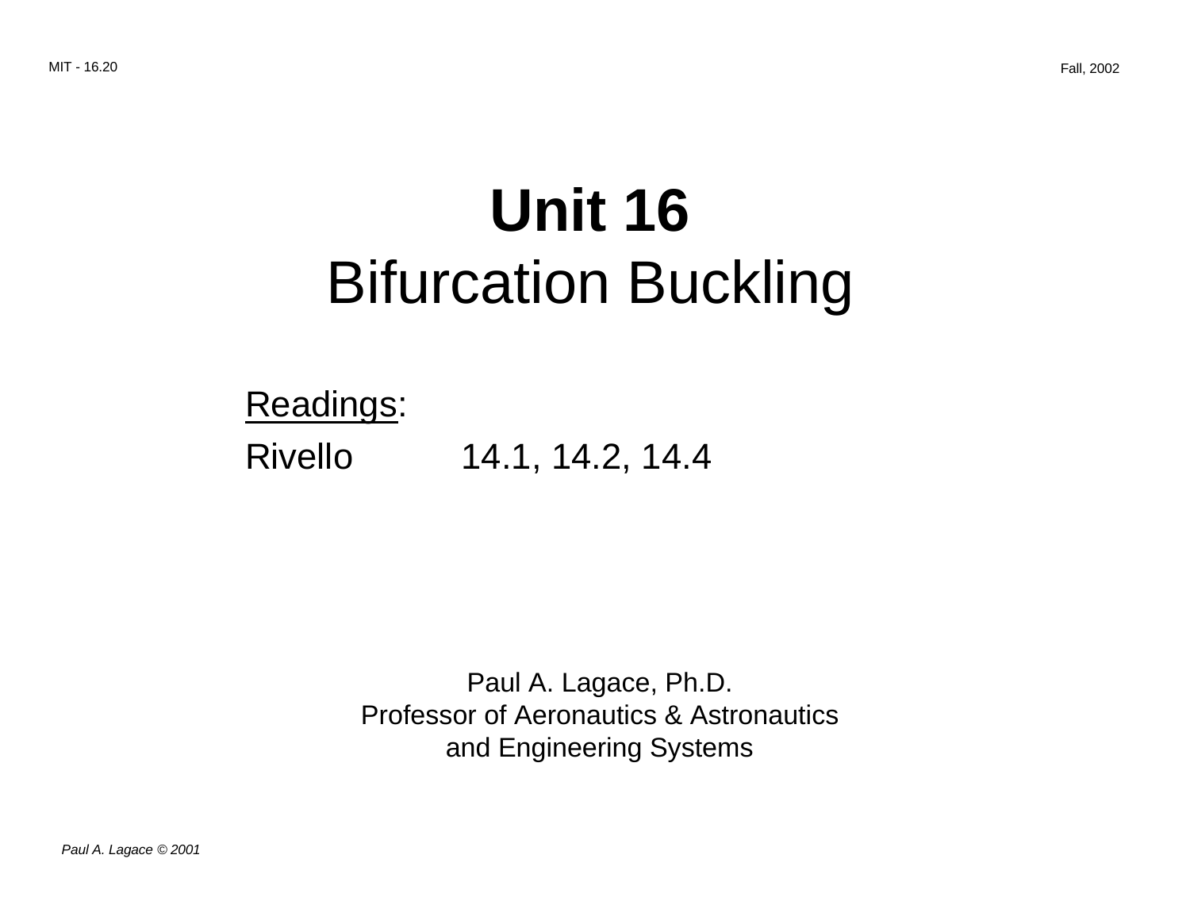# Unit 16
## Bifurcation Buckling

Readings:

Rivello 14.1, 14.2, 14.4

Paul A. Lagace, Ph.D.
Professor of Aeronautics & Astronautics
and Engineering Systems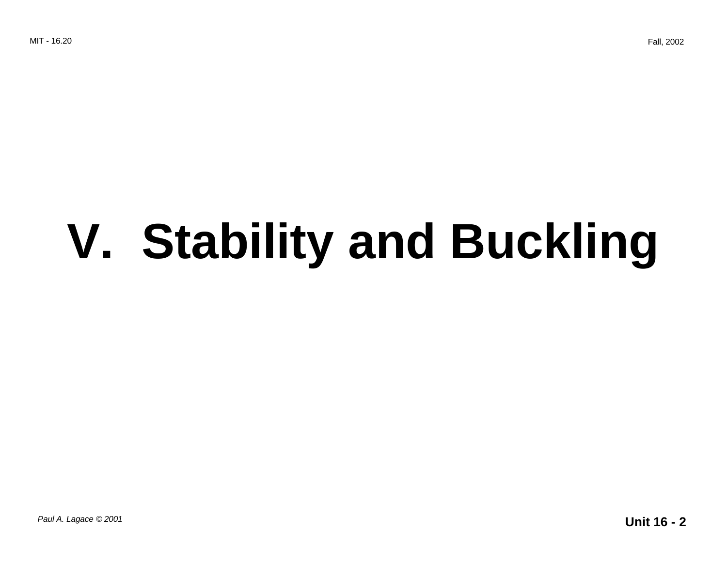# V. Stability and Buckling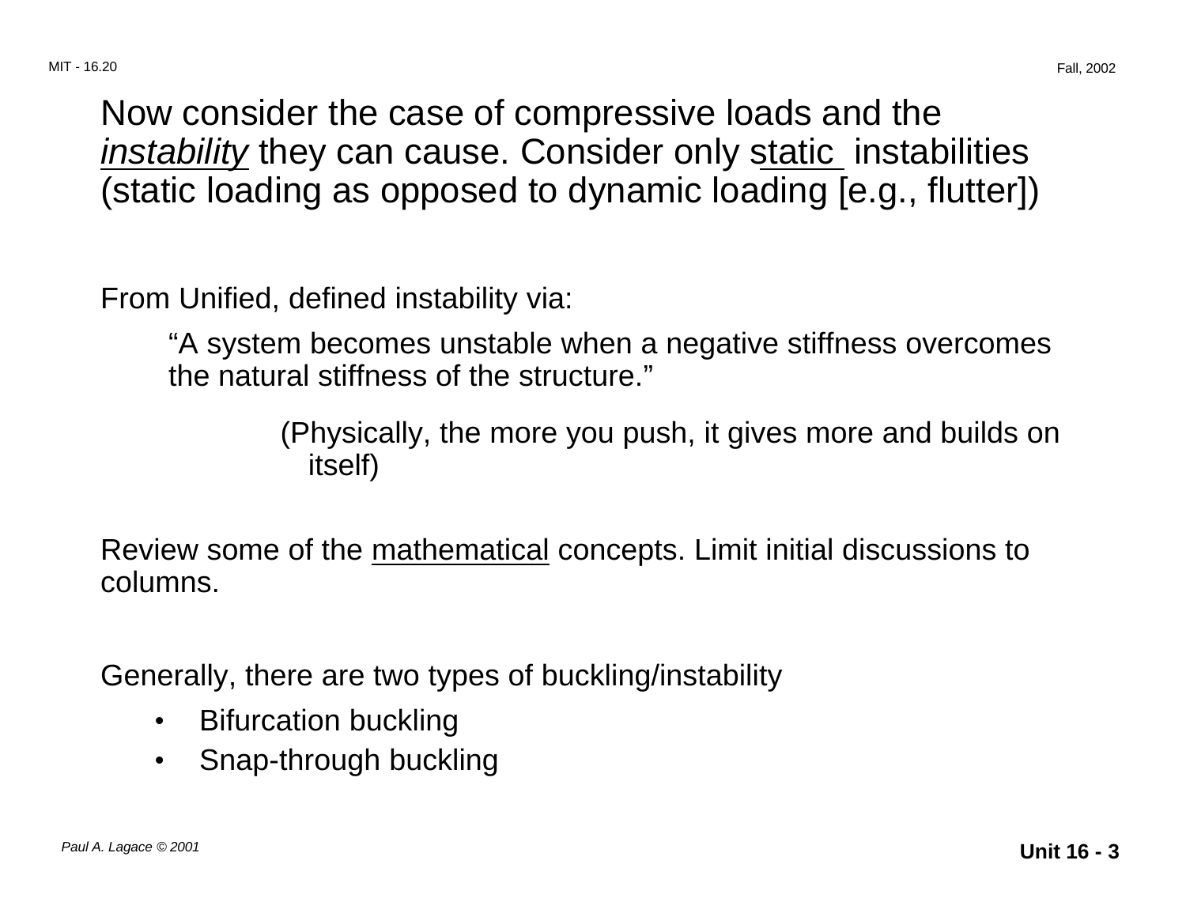Now consider the case of compressive loads and the *instability* they can cause. Consider only static instabilities (static loading as opposed to dynamic loading [e.g., flutter])

From Unified, defined instability via:

> "A system becomes unstable when a negative stiffness overcomes the natural stiffness of the structure."
>
> (Physically, the more you push, it gives more and builds on itself)

Review some of the mathematical concepts. Limit initial discussions to columns.

Generally, there are two types of buckling/instability

- Bifurcation buckling
- Snap-through buckling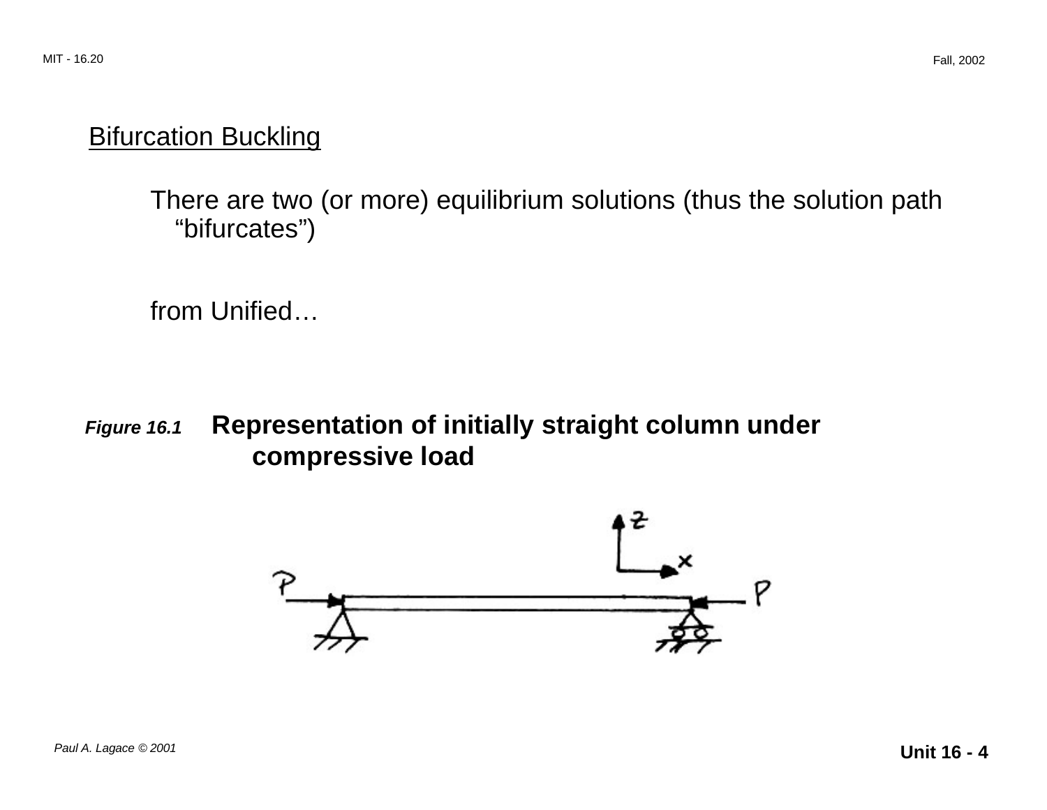## Bifurcation Buckling

There are two (or more) equilibrium solutions (thus the solution path "bifurcates")

from Unified…

***Figure 16.1*** **Representation of initially straight column under compressive load**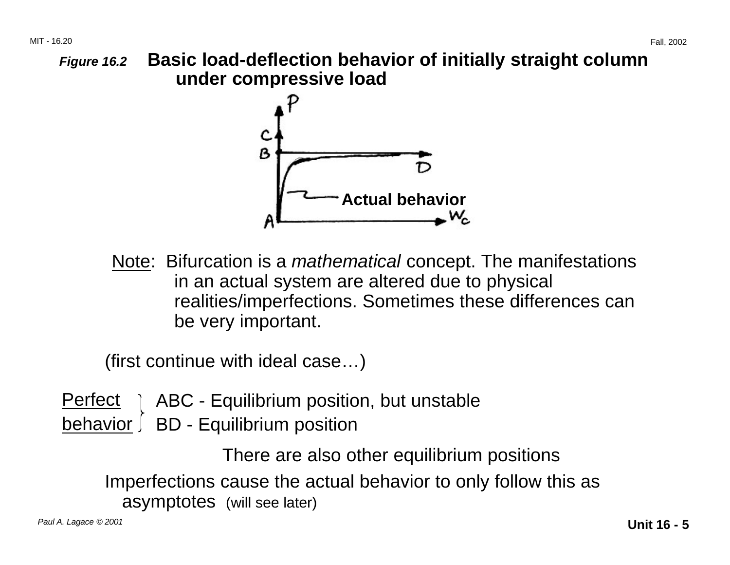**Figure 16.2** **Basic load-deflection behavior of initially straight column under compressive load**

Actual behavior

Note: Bifurcation is a *mathematical* concept. The manifestations in an actual system are altered due to physical realities/imperfections. Sometimes these differences can be very important.

(first continue with ideal case…)

Perfect behavior:
- ABC - Equilibrium position, but unstable
- BD - Equilibrium position

There are also other equilibrium positions

Imperfections cause the actual behavior to only follow this as asymptotes (will see later)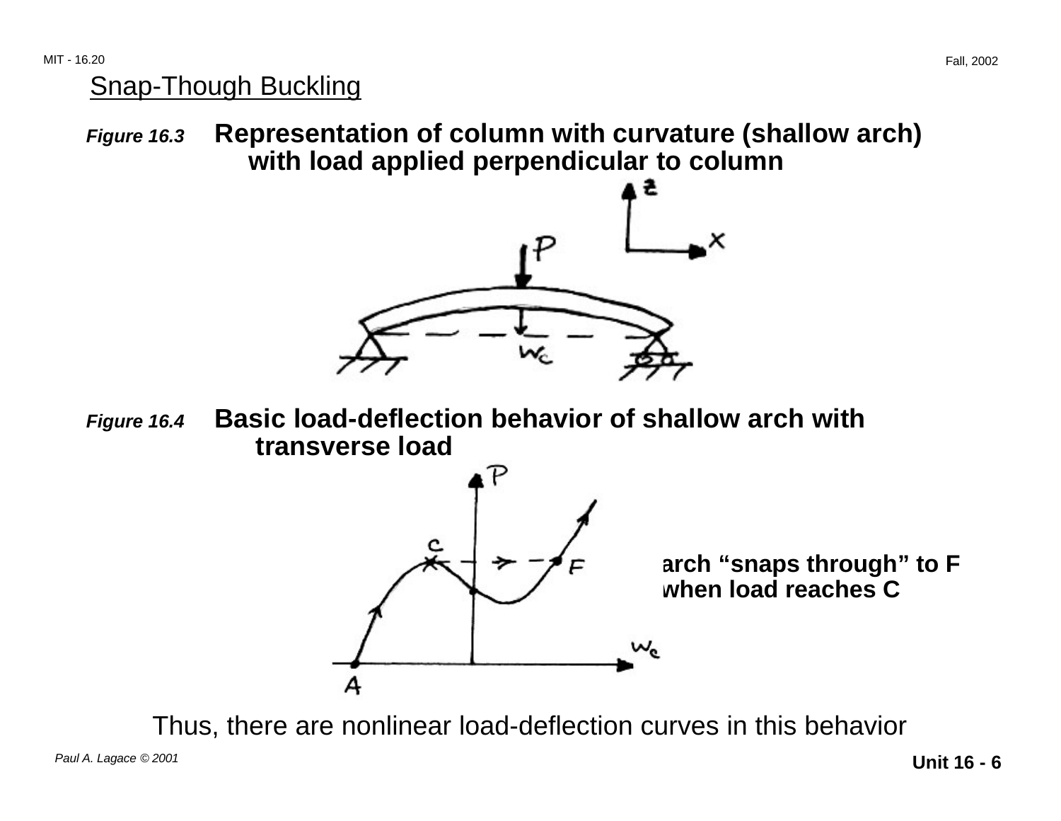## Snap-Though Buckling

*Figure 16.3* **Representation of column with curvature (shallow arch) with load applied perpendicular to column**

*Figure 16.4* **Basic load-deflection behavior of shallow arch with transverse load**

**arch "snaps through" to F when load reaches C**

Thus, there are nonlinear load-deflection curves in this behavior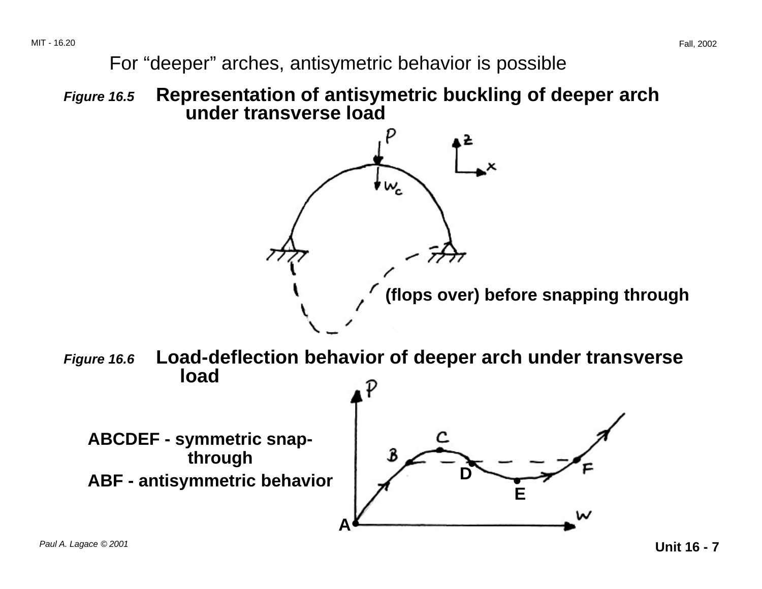For "deeper" arches, antisymetric behavior is possible

*Figure 16.5* **Representation of antisymetric buckling of deeper arch under transverse load**

**(flops over) before snapping through**

*Figure 16.6* **Load-deflection behavior of deeper arch under transverse load**

**ABCDEF - symmetric snap-through**

**ABF - antisymmetric behavior**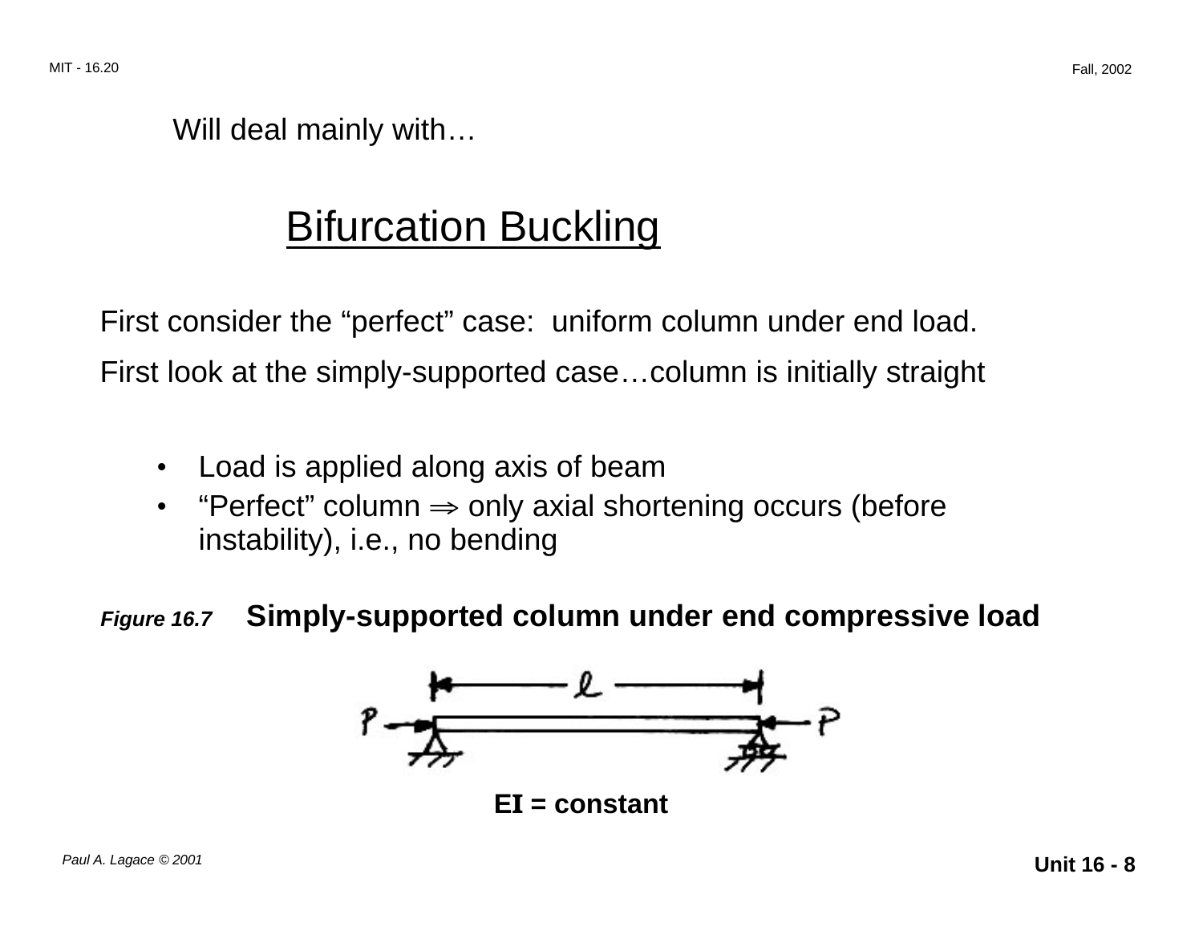Will deal mainly with…

## Bifurcation Buckling

First consider the "perfect" case: uniform column under end load.

First look at the simply-supported case…column is initially straight

- Load is applied along axis of beam
- "Perfect" column $\Rightarrow$ only axial shortening occurs (before instability), i.e., no bending

***Figure 16.7*** **Simply-supported column under end compressive load**

**EI = constant**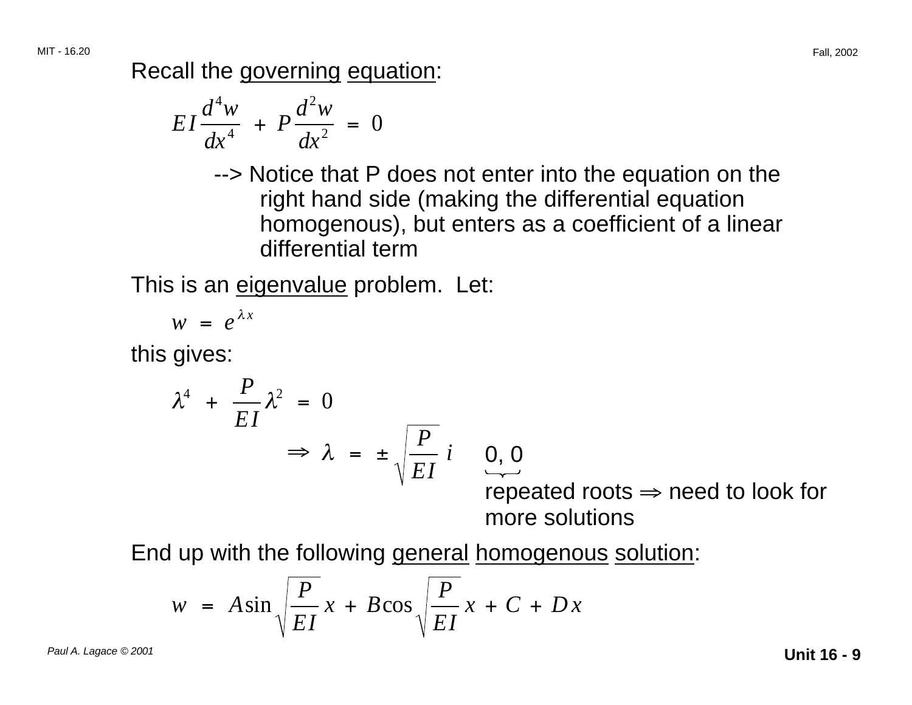Recall the governing equation:

$$EI \frac{d^4 w}{dx^4} + P \frac{d^2 w}{dx^2} = 0$$

--> Notice that P does not enter into the equation on the right hand side (making the differential equation homogenous), but enters as a coefficient of a linear differential term

This is an eigenvalue problem. Let:

$$w = e^{\lambda x}$$

this gives:

$$\lambda^4 + \frac{P}{EI} \lambda^2 = 0$$

$$\Rightarrow \lambda = \pm \sqrt{\frac{P}{EI}}\, i \qquad \underbrace{0, 0}$$

repeated roots $\Rightarrow$ need to look for more solutions

End up with the following general homogenous solution:

$$w = A \sin \sqrt{\frac{P}{EI}}\, x + B \cos \sqrt{\frac{P}{EI}}\, x + C + D x$$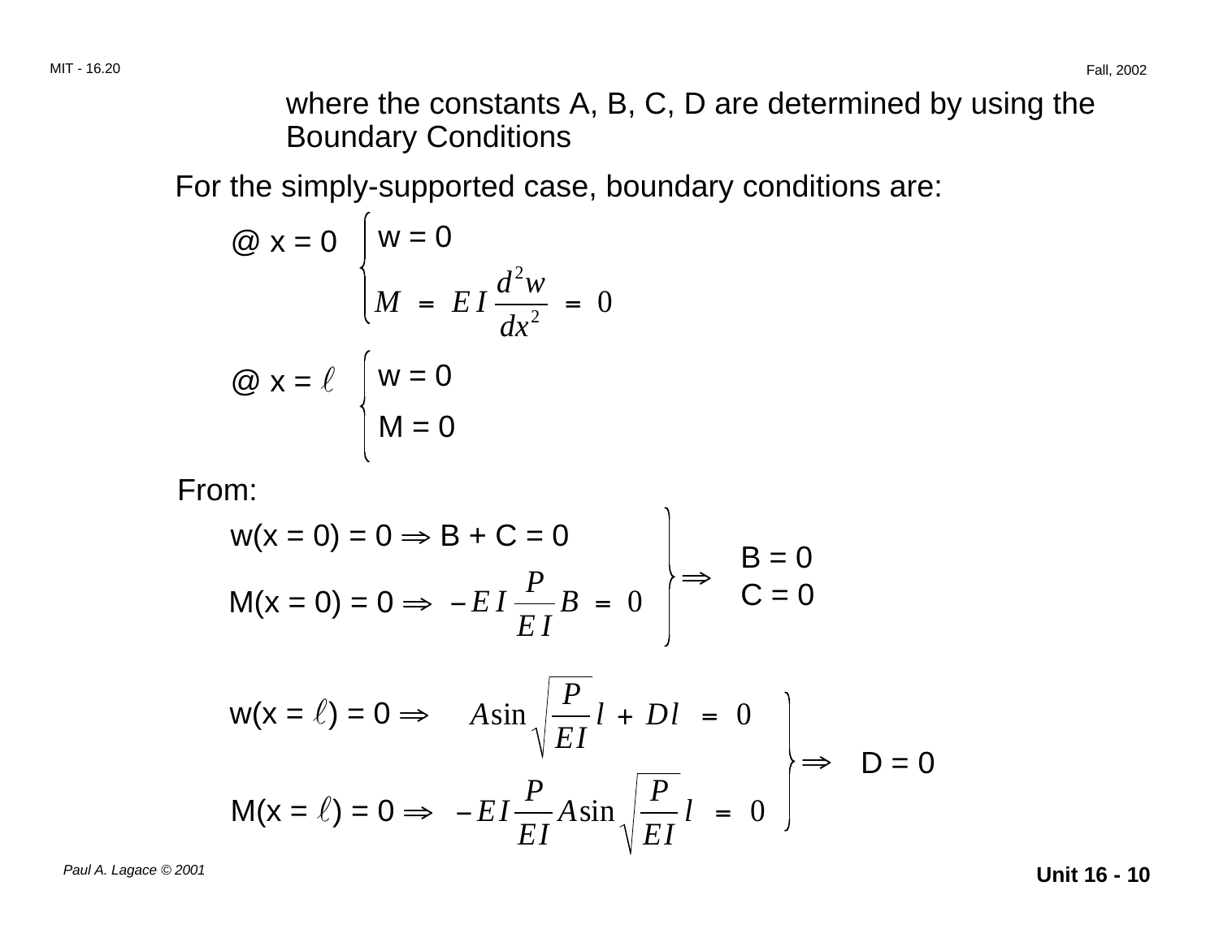where the constants A, B, C, D are determined by using the Boundary Conditions

For the simply-supported case, boundary conditions are:

@ x = 0 $\begin{cases} w = 0 \\ M = EI \dfrac{d^2 w}{dx^2} = 0 \end{cases}$

@ x = $\ell$ $\begin{cases} w = 0 \\ M = 0 \end{cases}$

From:

$$\left.\begin{aligned} &w(x = 0) = 0 \Rightarrow B + C = 0 \\ &M(x = 0) = 0 \Rightarrow -EI \frac{P}{EI} B = 0 \end{aligned}\right\} \Rightarrow \begin{aligned} B &= 0 \\ C &= 0 \end{aligned}$$

$$\left.\begin{aligned} &w(x = \ell) = 0 \Rightarrow A \sin \sqrt{\frac{P}{EI}}\, l + D l = 0 \\ &M(x = \ell) = 0 \Rightarrow -EI \frac{P}{EI} A \sin \sqrt{\frac{P}{EI}}\, l = 0 \end{aligned}\right\} \Rightarrow D = 0$$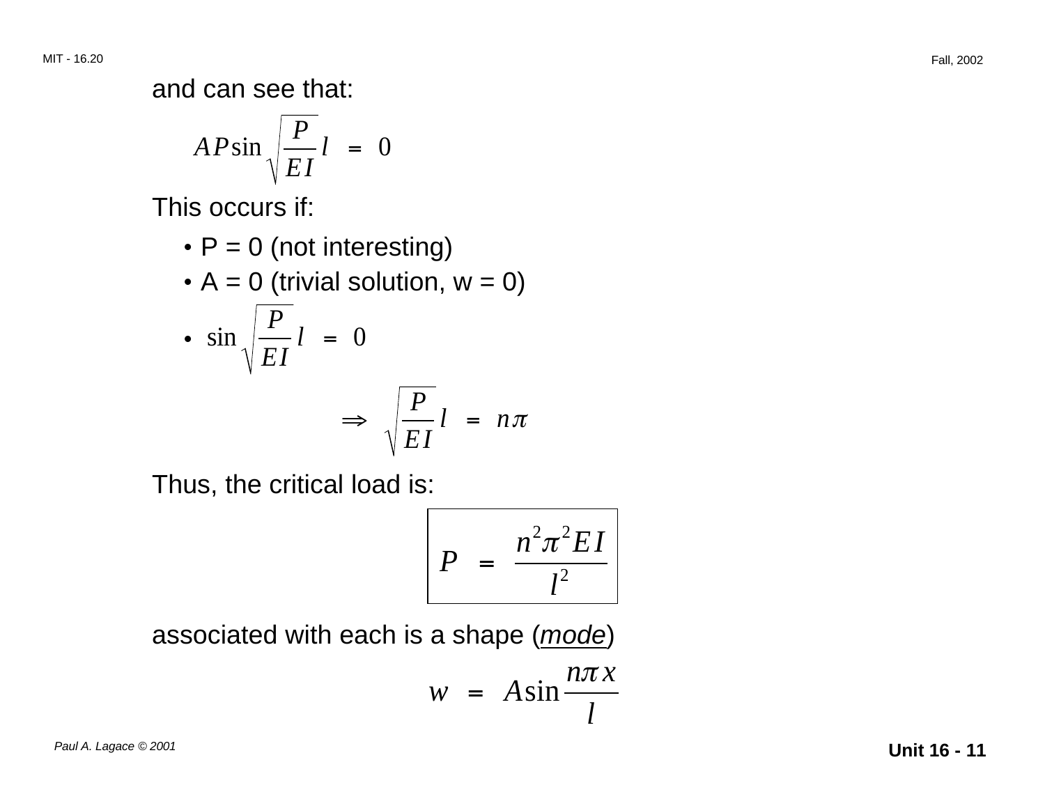and can see that:

$$A P \sin \sqrt{\frac{P}{EI}}\, l = 0$$

This occurs if:

- P = 0 (not interesting)
- A = 0 (trivial solution, w = 0)
- $\sin \sqrt{\frac{P}{EI}}\, l = 0$

$$\Rightarrow \sqrt{\frac{P}{EI}}\, l = n\pi$$

Thus, the critical load is:

$$\boxed{P = \frac{n^2 \pi^2 EI}{l^2}}$$

associated with each is a shape (*mode*)

$$w = A \sin \frac{n\pi x}{l}$$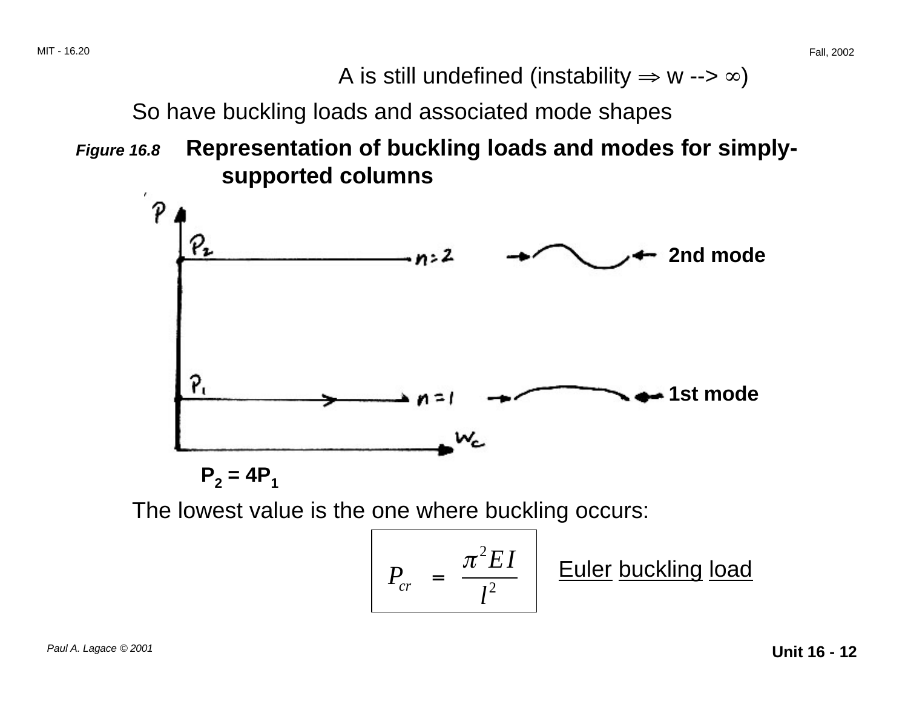A is still undefined (instability $\Rightarrow$ w --> $\infty$)

So have buckling loads and associated mode shapes

***Figure 16.8*** **Representation of buckling loads and modes for simply-supported columns**

**2nd mode**

**1st mode**

**$P_2 = 4P_1$**

The lowest value is the one where buckling occurs:

$$P_{cr} = \frac{\pi^2 EI}{l^2}$$

Euler buckling load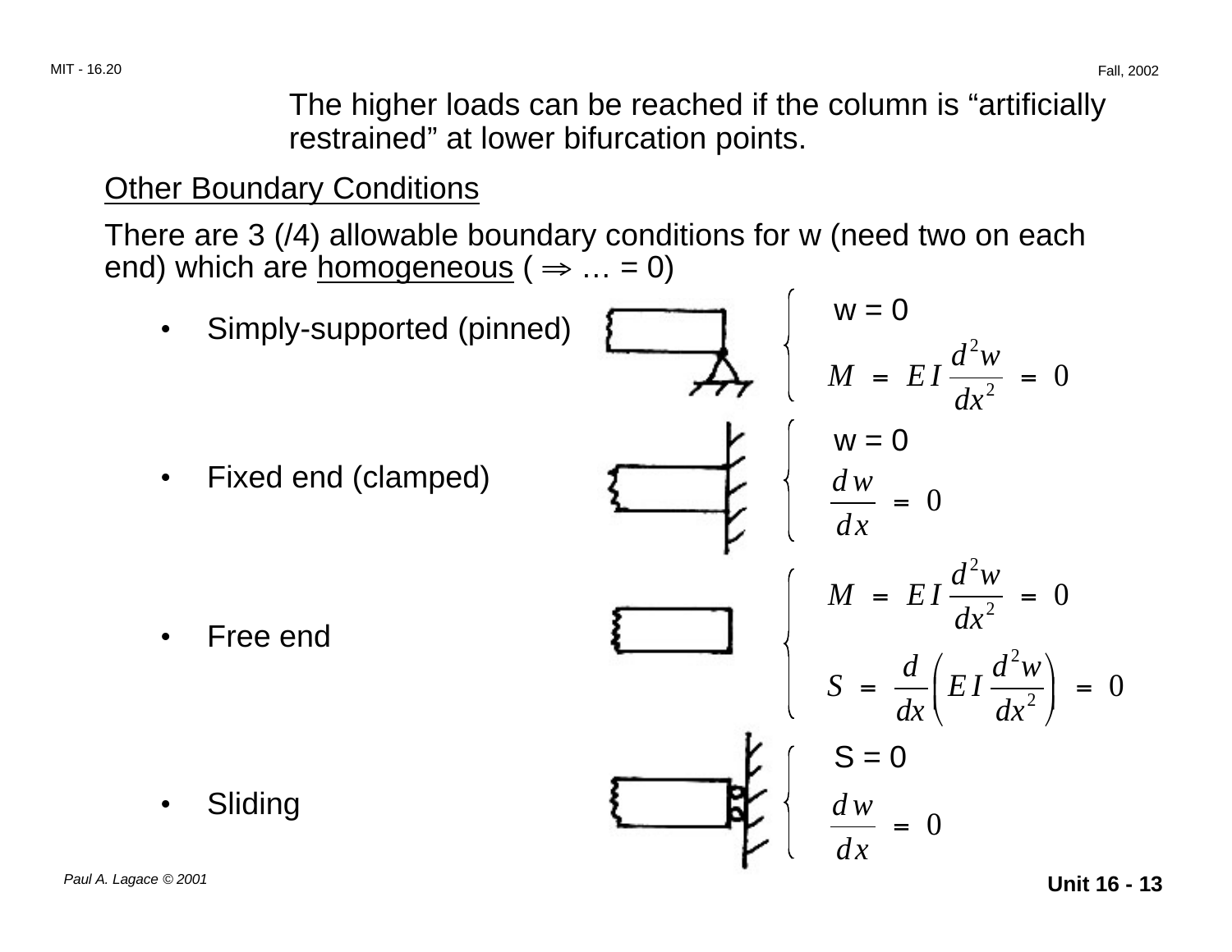The higher loads can be reached if the column is "artificially restrained" at lower bifurcation points.

## Other Boundary Conditions

There are 3 (/4) allowable boundary conditions for w (need two on each end) which are homogeneous ( $\Rightarrow$ … = 0)

- Simply-supported (pinned)

$$\begin{cases} w = 0 \\ M = EI \dfrac{d^2 w}{dx^2} = 0 \end{cases}$$

- Fixed end (clamped)

$$\begin{cases} w = 0 \\ \dfrac{dw}{dx} = 0 \end{cases}$$

- Free end

$$\begin{cases} M = EI \dfrac{d^2 w}{dx^2} = 0 \\ S = \dfrac{d}{dx}\left( EI \dfrac{d^2 w}{dx^2} \right) = 0 \end{cases}$$

- Sliding

$$\begin{cases} S = 0 \\ \dfrac{dw}{dx} = 0 \end{cases}$$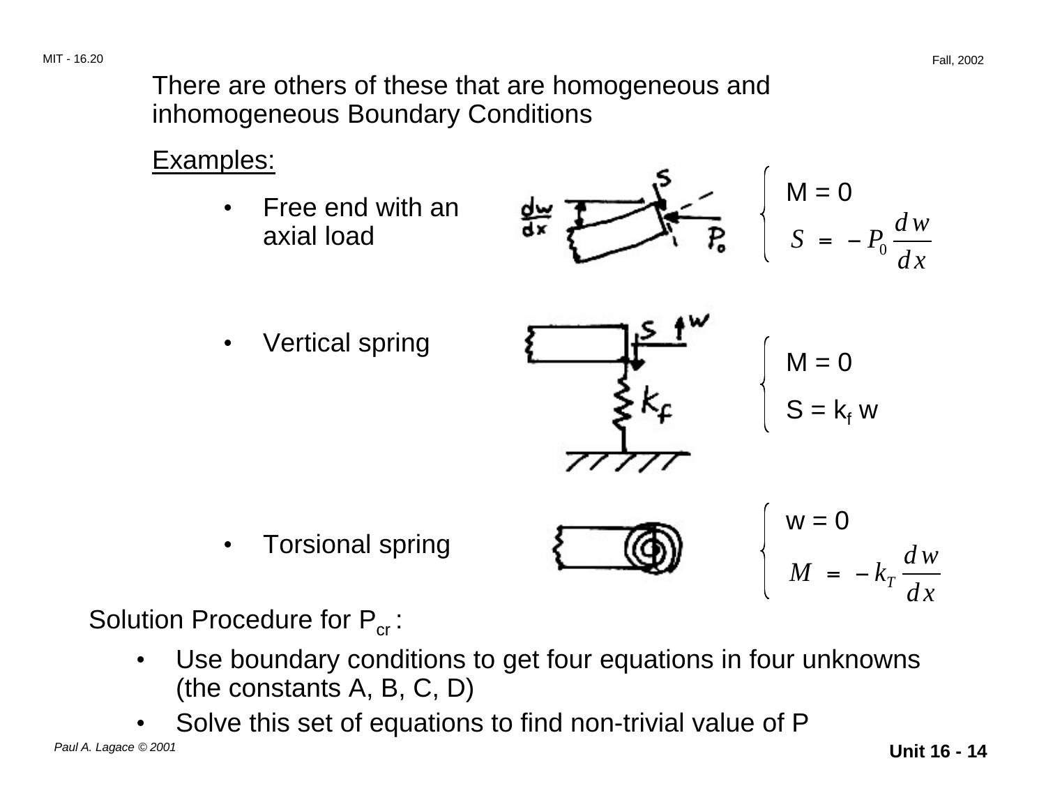There are others of these that are homogeneous and inhomogeneous Boundary Conditions

Examples:

- Free end with an axial load

$$\begin{cases} M = 0 \\ S = -P_0 \dfrac{dw}{dx} \end{cases}$$

- Vertical spring

$$\begin{cases} M = 0 \\ S = k_f\, w \end{cases}$$

- Torsional spring

$$\begin{cases} w = 0 \\ M = -k_T \dfrac{dw}{dx} \end{cases}$$

Solution Procedure for $P_{cr}$ :

- Use boundary conditions to get four equations in four unknowns (the constants A, B, C, D)
- Solve this set of equations to find non-trivial value of P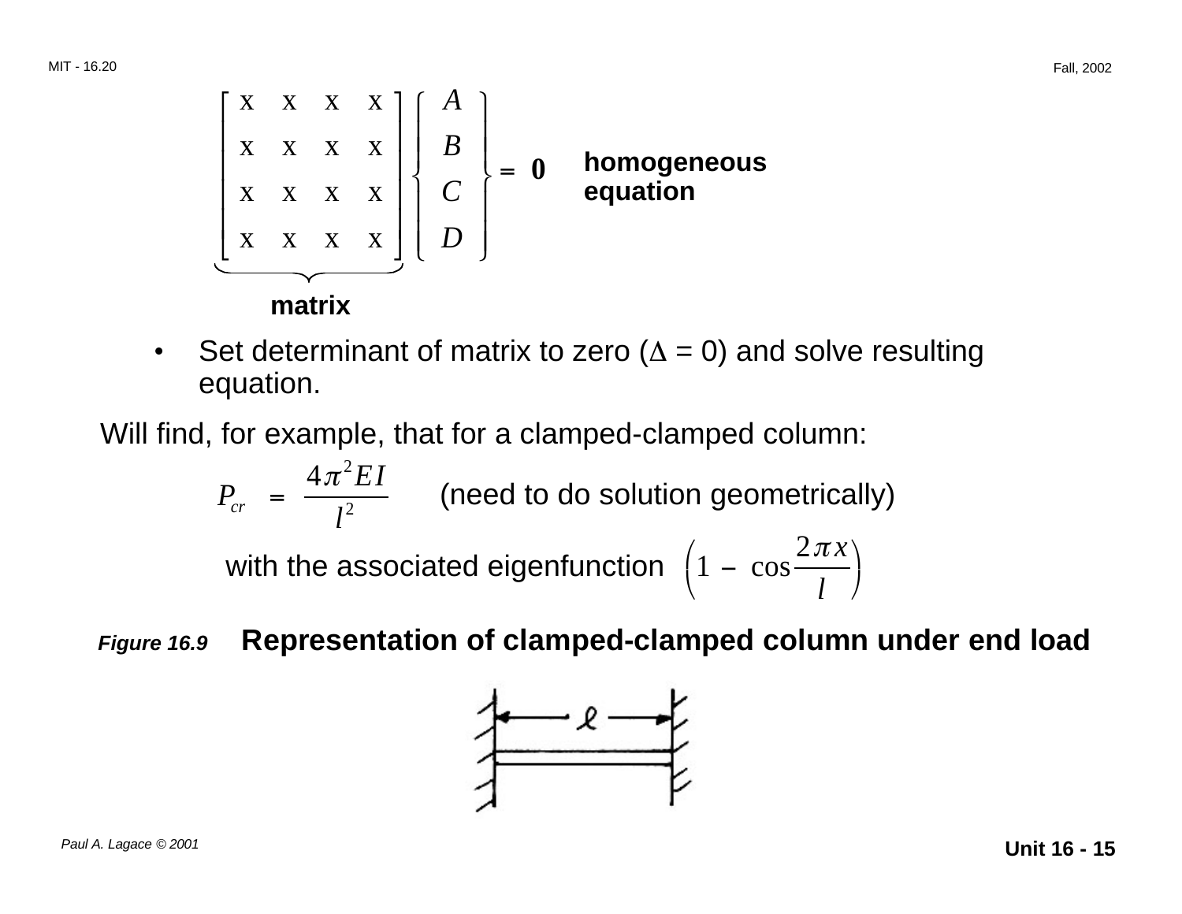$$\underbrace{\begin{bmatrix} x & x & x & x \\ x & x & x & x \\ x & x & x & x \\ x & x & x & x \end{bmatrix}}_{\textbf{matrix}} \begin{Bmatrix} A \\ B \\ C \\ D \end{Bmatrix} = \mathbf{0} \qquad \textbf{homogeneous equation}$$

- Set determinant of matrix to zero ($\Delta = 0$) and solve resulting equation.

Will find, for example, that for a clamped-clamped column:

$$P_{cr} = \frac{4\pi^2 EI}{l^2} \quad \text{(need to do solution geometrically)}$$

with the associated eigenfunction $\left(1 - \cos\frac{2\pi x}{l}\right)$

***Figure 16.9*** **Representation of clamped-clamped column under end load**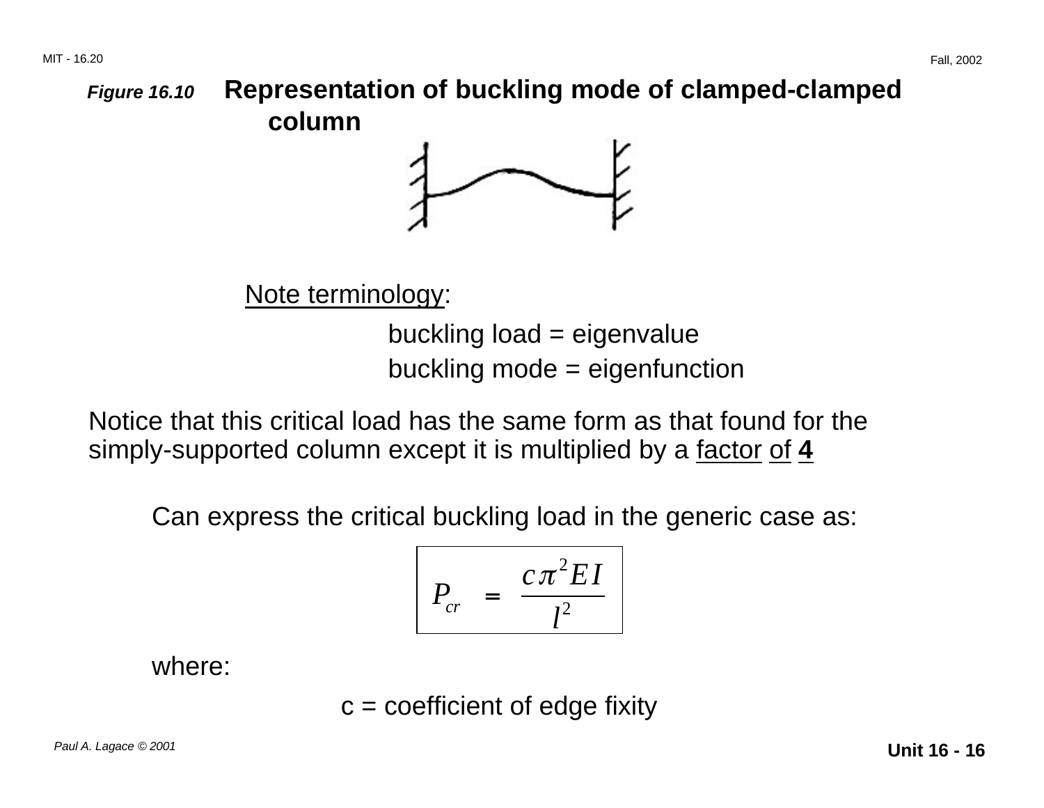***Figure 16.10*** **Representation of buckling mode of clamped-clamped column**

Note terminology:

buckling load = eigenvalue

buckling mode = eigenfunction

Notice that this critical load has the same form as that found for the simply-supported column except it is multiplied by a factor of **4**

Can express the critical buckling load in the generic case as:

$$P_{cr} = \frac{c \pi^2 E I}{l^2}$$

where:

c = coefficient of edge fixity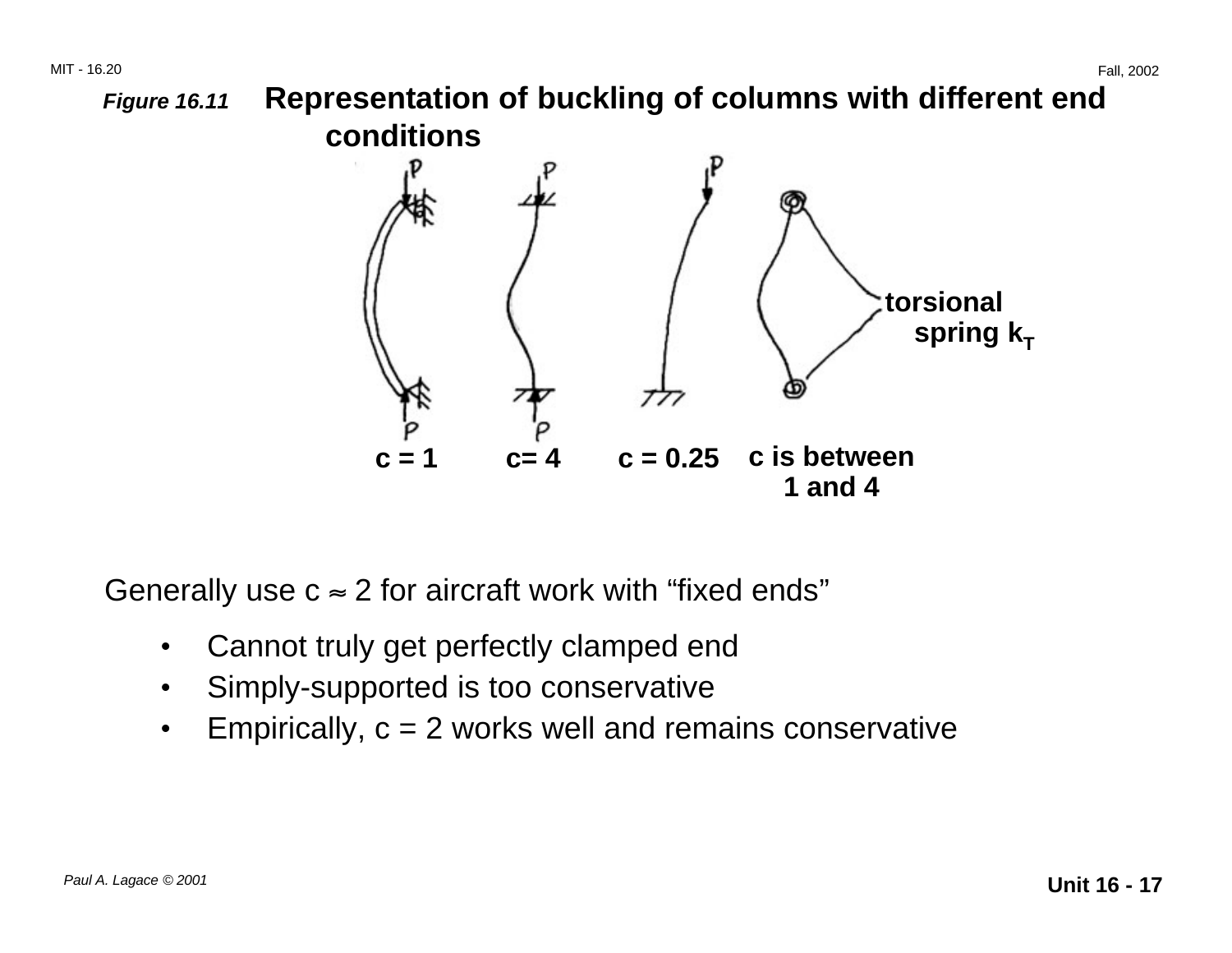***Figure 16.11*** **Representation of buckling of columns with different end conditions**

**torsional spring $k_T$**

| **c = 1** | **c= 4** | **c = 0.25** | **c is between 1 and 4** |
|---|---|---|---|

Generally use $c \approx 2$ for aircraft work with "fixed ends"

- Cannot truly get perfectly clamped end
- Simply-supported is too conservative
- Empirically, c = 2 works well and remains conservative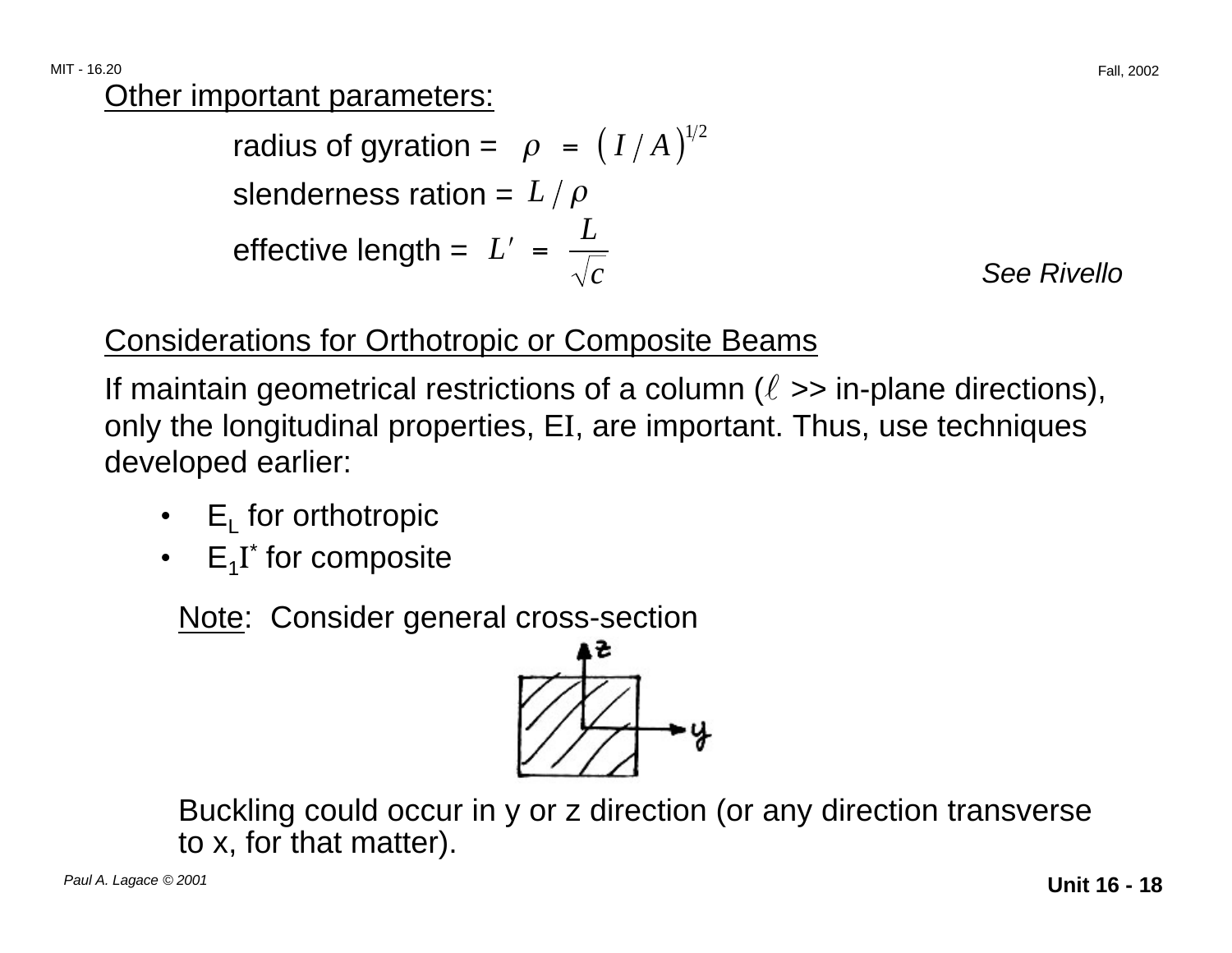Other important parameters:

radius of gyration = $\rho = \left( I / A \right)^{1/2}$

slenderness ration = $L / \rho$

effective length = $L' = \dfrac{L}{\sqrt{c}}$

*See Rivello*

Considerations for Orthotropic or Composite Beams

If maintain geometrical restrictions of a column ($\ell$ >> in-plane directions), only the longitudinal properties, EI, are important. Thus, use techniques developed earlier:

- $E_L$ for orthotropic
- $E_1 I^*$ for composite

Note: Consider general cross-section

Buckling could occur in y or z direction (or any direction transverse to x, for that matter).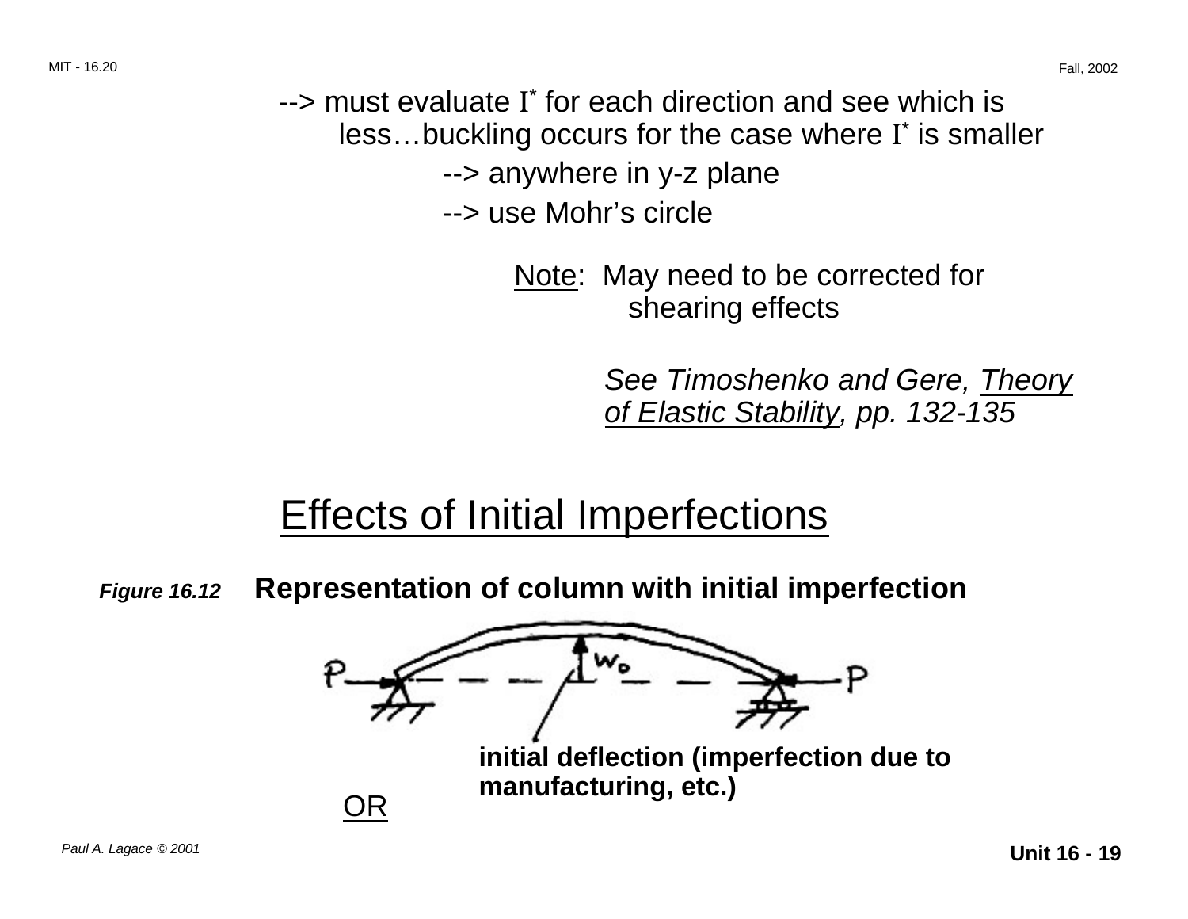--> must evaluate $I^*$ for each direction and see which is less…buckling occurs for the case where $I^*$ is smaller

--> anywhere in y-z plane

--> use Mohr's circle

Note: May need to be corrected for shearing effects

*See Timoshenko and Gere, Theory of Elastic Stability, pp. 132-135*

## Effects of Initial Imperfections

***Figure 16.12*** **Representation of column with initial imperfection**

**initial deflection (imperfection due to manufacturing, etc.)**

OR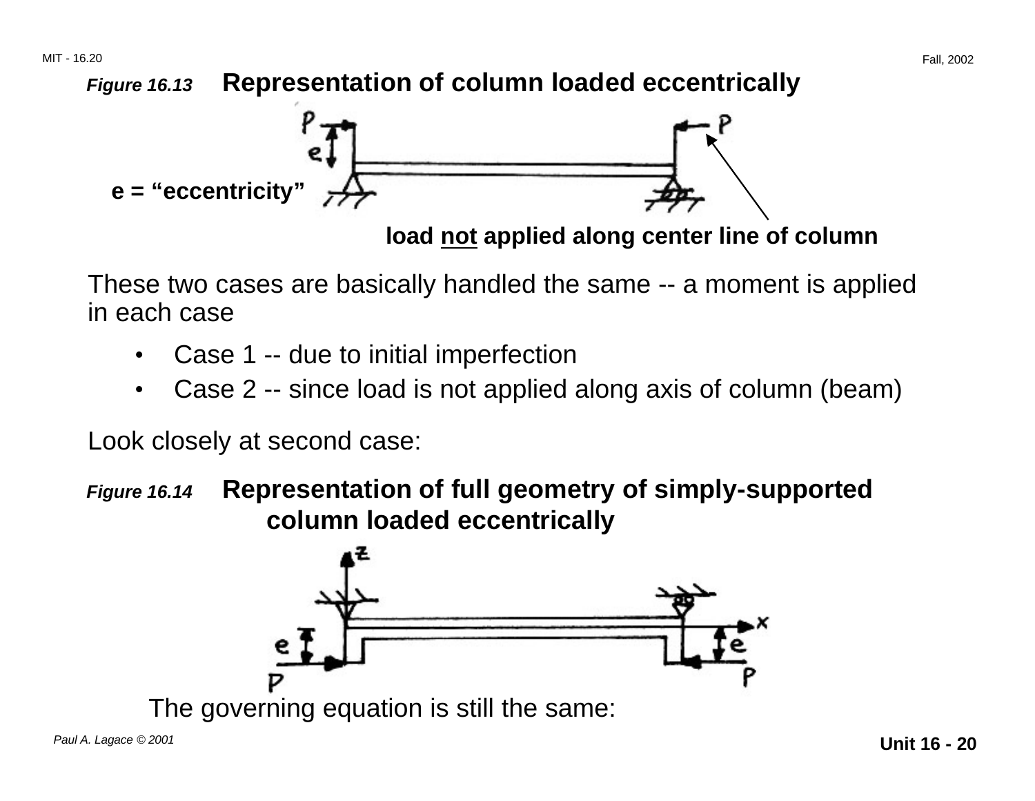*Figure 16.13* **Representation of column loaded eccentrically**

**e = “eccentricity”**

**load not applied along center line of column**

These two cases are basically handled the same -- a moment is applied in each case

- Case 1 -- due to initial imperfection
- Case 2 -- since load is not applied along axis of column (beam)

Look closely at second case:

*Figure 16.14* **Representation of full geometry of simply-supported column loaded eccentrically**

The governing equation is still the same: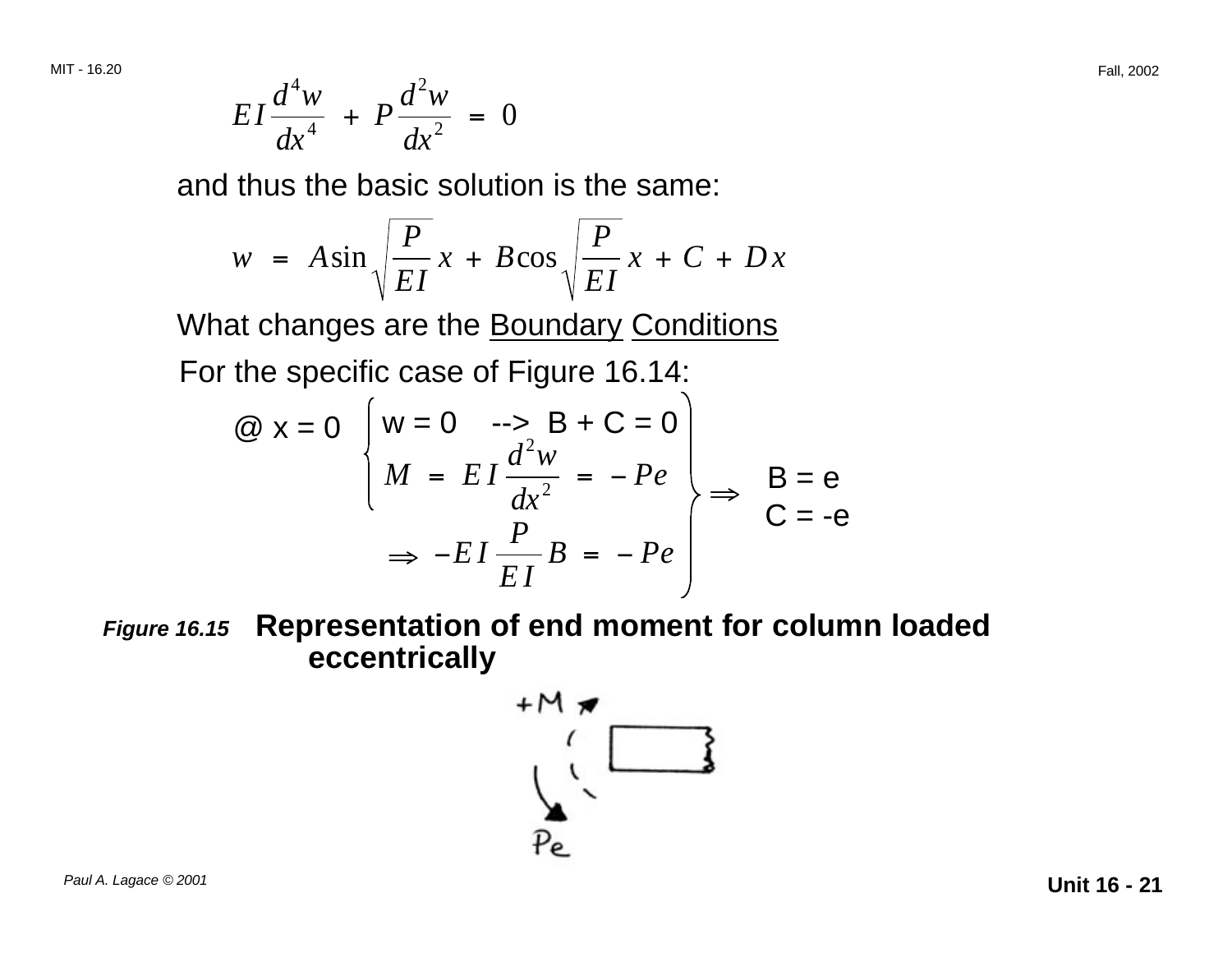$$EI \frac{d^4 w}{dx^4} + P \frac{d^2 w}{dx^2} = 0$$

and thus the basic solution is the same:

$$w = A \sin \sqrt{\frac{P}{EI}}\, x + B \cos \sqrt{\frac{P}{EI}}\, x + C + D x$$

What changes are the Boundary Conditions

For the specific case of Figure 16.14:

@ x = 0

$$\left\{ \begin{array}{l} w = 0 \quad \text{-->} \quad B + C = 0 \\ M = EI \dfrac{d^2 w}{dx^2} = -Pe \\ \quad \Rightarrow -EI \dfrac{P}{EI} B = -Pe \end{array} \right\} \Rightarrow \begin{array}{l} B = e \\ C = -e \end{array}$$

***Figure 16.15*** **Representation of end moment for column loaded eccentrically**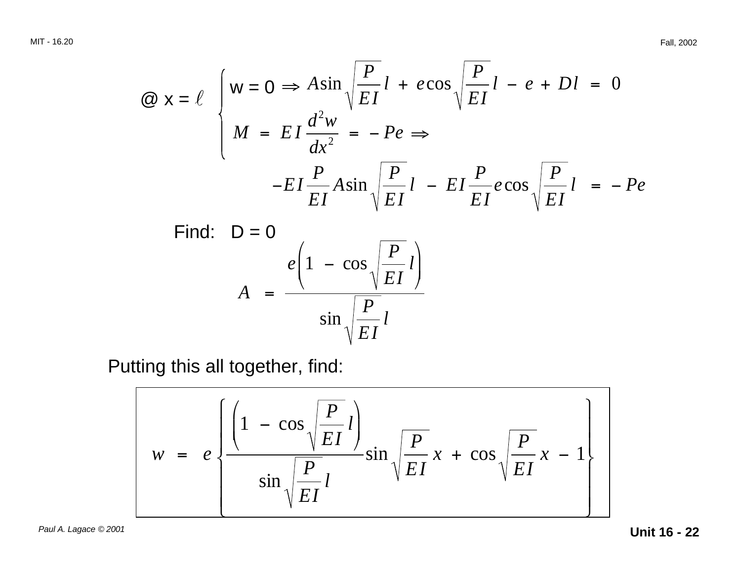@ x = $\ell$

$$\begin{cases} w = 0 \Rightarrow A \sin \sqrt{\frac{P}{EI}}\, l + e \cos \sqrt{\frac{P}{EI}}\, l - e + Dl = 0 \\ M = EI \frac{d^2 w}{dx^2} = -Pe \Rightarrow \end{cases}$$

$$-EI \frac{P}{EI} A \sin \sqrt{\frac{P}{EI}}\, l - EI \frac{P}{EI} e \cos \sqrt{\frac{P}{EI}}\, l = -Pe$$

Find: D = 0

$$A = \frac{e\left(1 - \cos \sqrt{\frac{P}{EI}}\, l\right)}{\sin \sqrt{\frac{P}{EI}}\, l}$$

Putting this all together, find:

$$w = e \left\{ \frac{\left(1 - \cos \sqrt{\frac{P}{EI}}\, l\right)}{\sin \sqrt{\frac{P}{EI}}\, l} \sin \sqrt{\frac{P}{EI}}\, x + \cos \sqrt{\frac{P}{EI}}\, x - 1 \right\}$$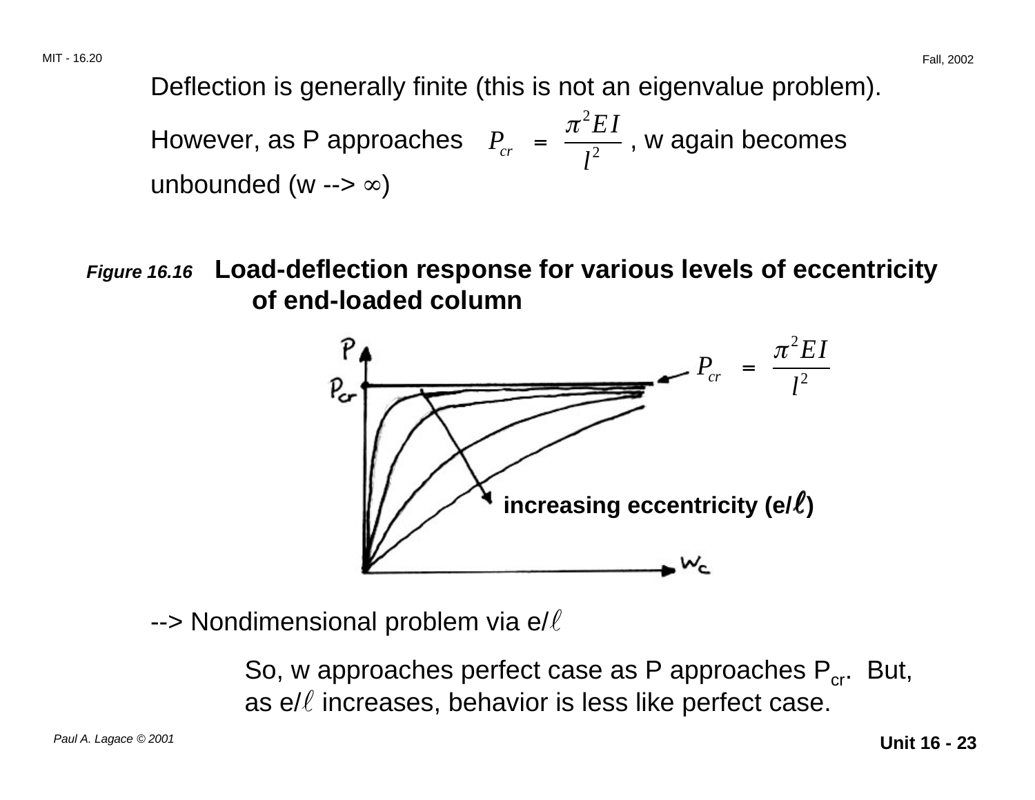Deflection is generally finite (this is not an eigenvalue problem).

However, as P approaches $P_{cr} = \dfrac{\pi^2 EI}{l^2}$, w again becomes unbounded (w --> ∞)

***Figure 16.16*** **Load-deflection response for various levels of eccentricity of end-loaded column**

--> Nondimensional problem via $e/\ell$

So, w approaches perfect case as P approaches $P_{cr}$. But, as $e/\ell$ increases, behavior is less like perfect case.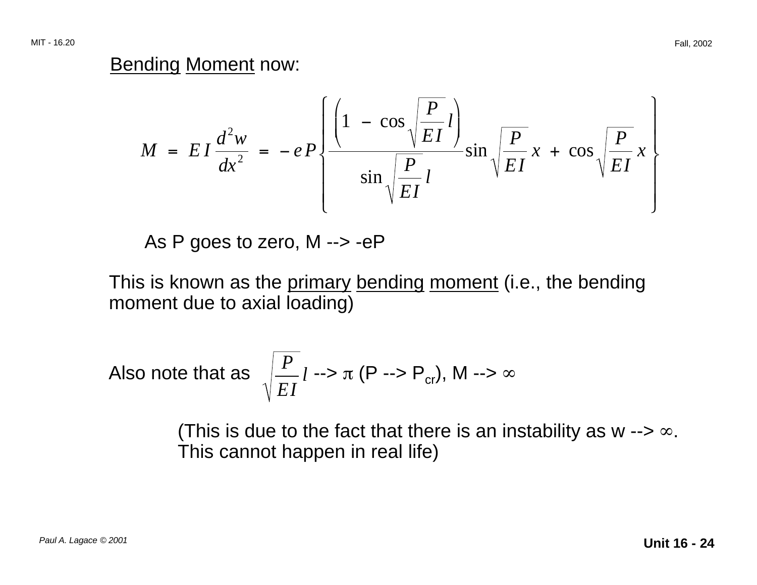Bending Moment now:

$$M = EI \frac{d^2 w}{dx^2} = -eP \left\{ \frac{\left(1 - \cos \sqrt{\frac{P}{EI}}\, l\right)}{\sin \sqrt{\frac{P}{EI}}\, l} \sin \sqrt{\frac{P}{EI}}\, x + \cos \sqrt{\frac{P}{EI}}\, x \right\}$$

As P goes to zero, M --> -eP

This is known as the primary bending moment (i.e., the bending moment due to axial loading)

Also note that as $\sqrt{\frac{P}{EI}}\, l \rightarrow \pi$ ($P \rightarrow P_{cr}$), $M \rightarrow \infty$

(This is due to the fact that there is an instability as $w \rightarrow \infty$. This cannot happen in real life)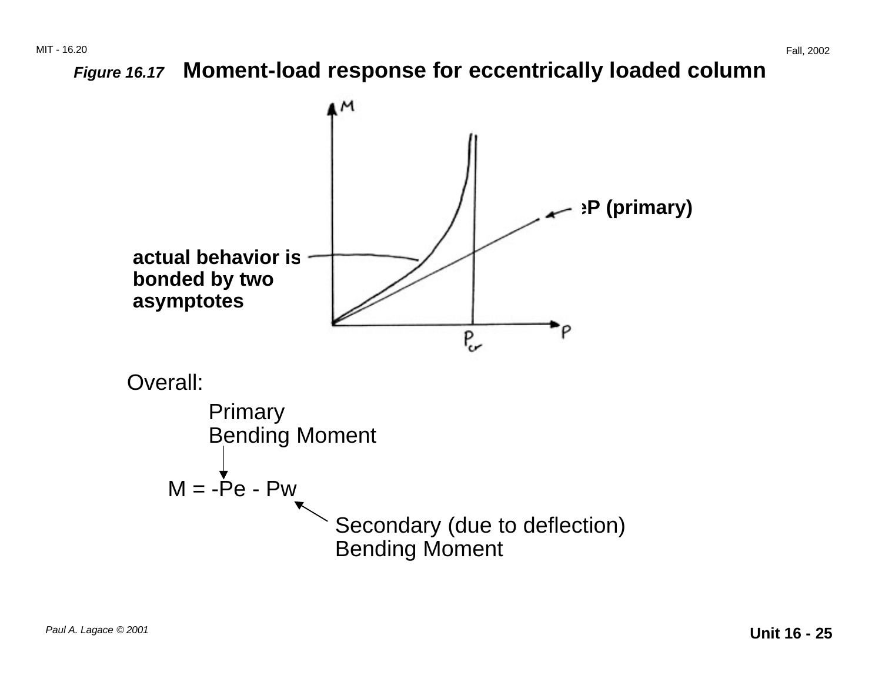*Figure 16.17* **Moment-load response for eccentrically loaded column**

**eP (primary)**

**actual behavior is bonded by two asymptotes**

Overall:

Primary Bending Moment

$$M = -Pe - Pw$$

Secondary (due to deflection) Bending Moment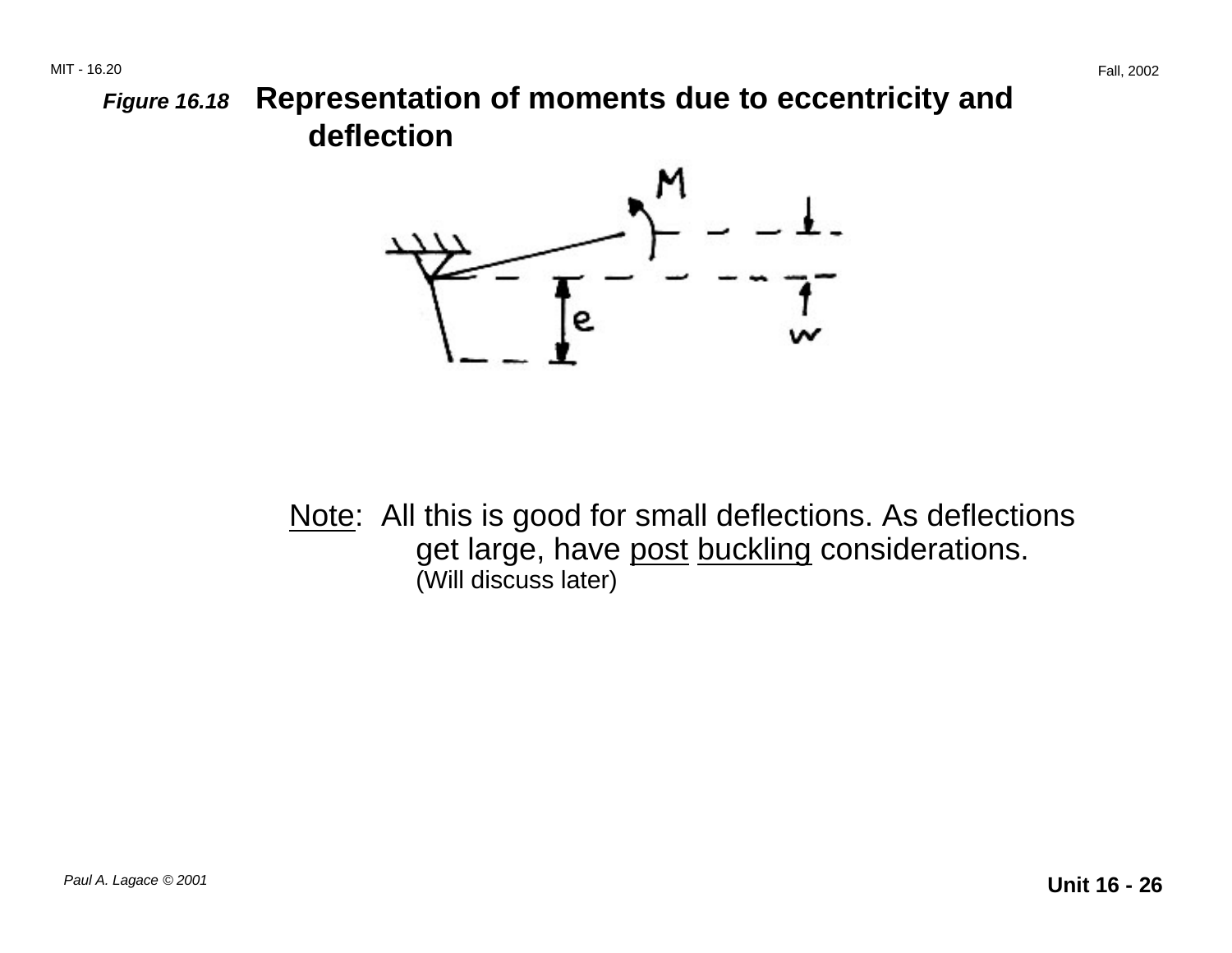*Figure 16.18* **Representation of moments due to eccentricity and deflection**

M

e

w

Note: All this is good for small deflections. As deflections get large, have post buckling considerations. (Will discuss later)